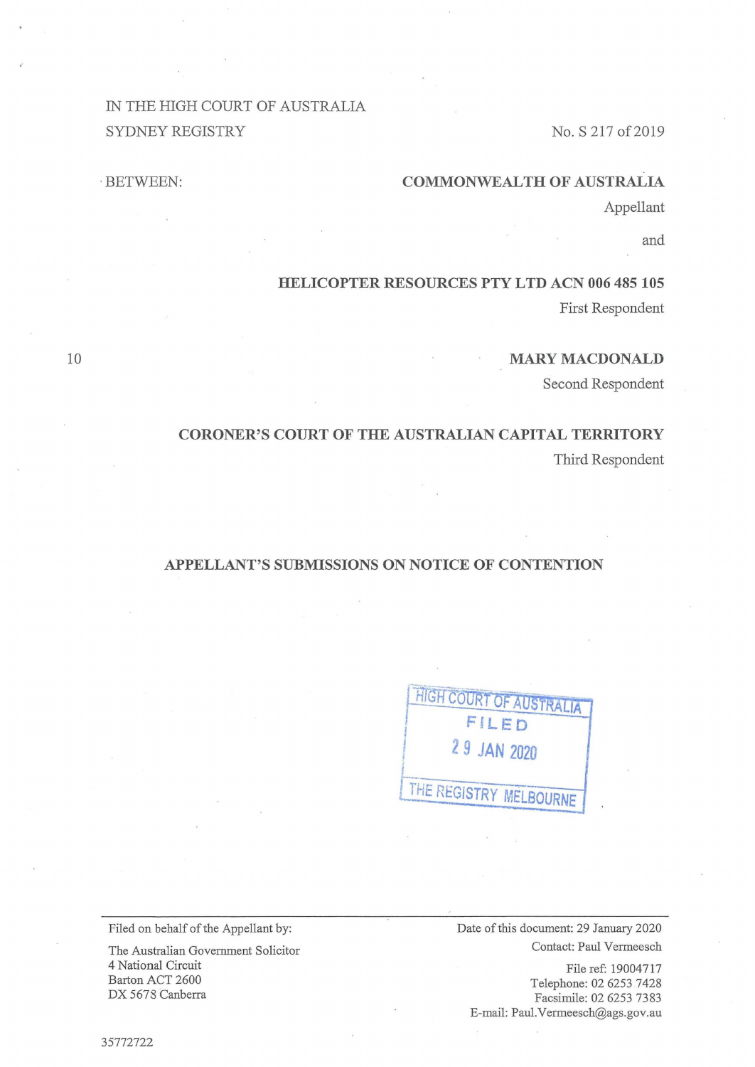IN THE HIGH COURT OF AUSTRALIA
SYDNEY REGISTRY

No. S 217 of 2019

BETWEEN:

**COMMONWEALTH OF AUSTRALIA**
Appellant

and

**HELICOPTER RESOURCES PTY LTD ACN 006 485 105**
First Respondent

**MARY MACDONALD**
Second Respondent

**CORONER'S COURT OF THE AUSTRALIAN CAPITAL TERRITORY**
Third Respondent

## APPELLANT'S SUBMISSIONS ON NOTICE OF CONTENTION

HIGH COURT OF AUSTRALIA
FILED
29 JAN 2020
THE REGISTRY MELBOURNE

---

Filed on behalf of the Appellant by:

The Australian Government Solicitor
4 National Circuit
Barton ACT 2600
DX 5678 Canberra

Date of this document: 29 January 2020
Contact: Paul Vermeesch

File ref: 19004717
Telephone: 02 6253 7428
Facsimile: 02 6253 7383
E-mail: Paul.Vermeesch@ags.gov.au

35772722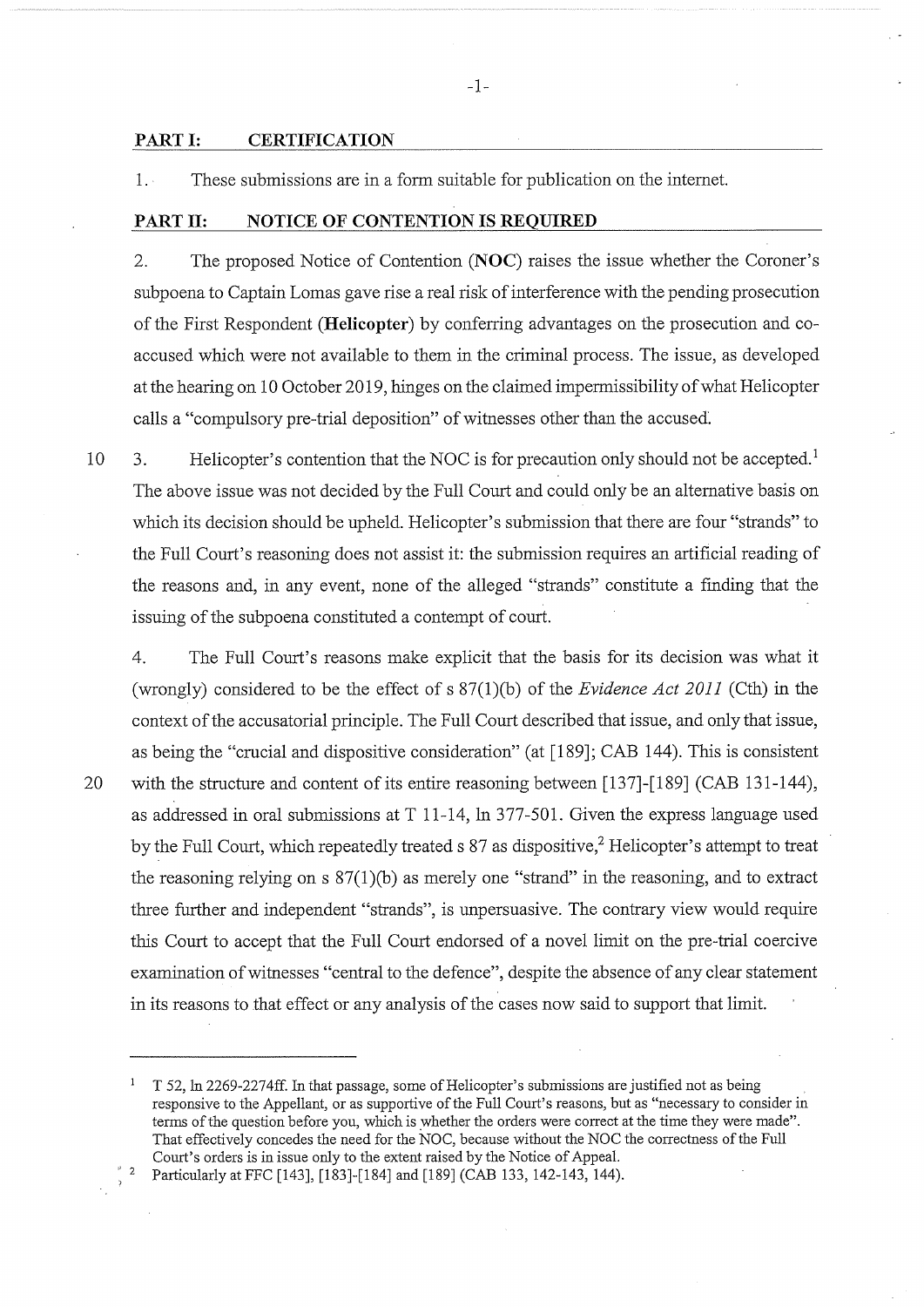## PART I: CERTIFICATION

1. These submissions are in a form suitable for publication on the internet.

## PART II: NOTICE OF CONTENTION IS REQUIRED

2. The proposed Notice of Contention (**NOC**) raises the issue whether the Coroner's subpoena to Captain Lomas gave rise a real risk of interference with the pending prosecution of the First Respondent (**Helicopter**) by conferring advantages on the prosecution and co-accused which were not available to them in the criminal process. The issue, as developed at the hearing on 10 October 2019, hinges on the claimed impermissibility of what Helicopter calls a "compulsory pre-trial deposition" of witnesses other than the accused.

3. Helicopter's contention that the NOC is for precaution only should not be accepted.[1] The above issue was not decided by the Full Court and could only be an alternative basis on which its decision should be upheld. Helicopter's submission that there are four "strands" to the Full Court's reasoning does not assist it: the submission requires an artificial reading of the reasons and, in any event, none of the alleged "strands" constitute a finding that the issuing of the subpoena constituted a contempt of court.

4. The Full Court's reasons make explicit that the basis for its decision was what it (wrongly) considered to be the effect of s 87(1)(b) of the *Evidence Act 2011* (Cth) in the context of the accusatorial principle. The Full Court described that issue, and only that issue, as being the "crucial and dispositive consideration" (at [189]; CAB 144). This is consistent with the structure and content of its entire reasoning between [137]-[189] (CAB 131-144), as addressed in oral submissions at T 11-14, ln 377-501. Given the express language used by the Full Court, which repeatedly treated s 87 as dispositive,[2] Helicopter's attempt to treat the reasoning relying on s 87(1)(b) as merely one "strand" in the reasoning, and to extract three further and independent "strands", is unpersuasive. The contrary view would require this Court to accept that the Full Court endorsed of a novel limit on the pre-trial coercive examination of witnesses "central to the defence", despite the absence of any clear statement in its reasons to that effect or any analysis of the cases now said to support that limit.

---

[1] T 52, ln 2269-2274ff. In that passage, some of Helicopter's submissions are justified not as being responsive to the Appellant, or as supportive of the Full Court's reasons, but as "necessary to consider in terms of the question before you, which is whether the orders were correct at the time they were made". That effectively concedes the need for the NOC, because without the NOC the correctness of the Full Court's orders is in issue only to the extent raised by the Notice of Appeal.

[2] Particularly at FFC [143], [183]-[184] and [189] (CAB 133, 142-143, 144).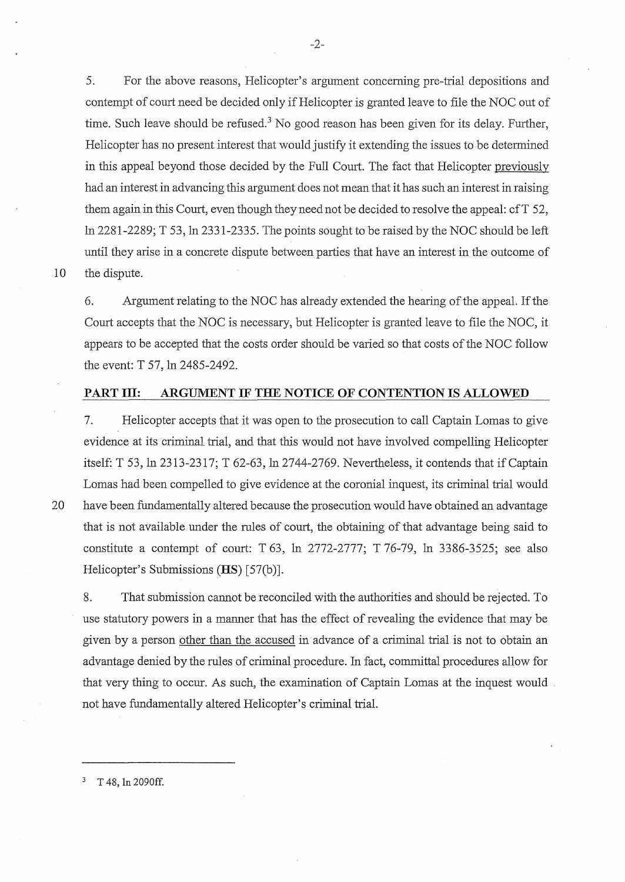5. For the above reasons, Helicopter's argument concerning pre-trial depositions and contempt of court need be decided only if Helicopter is granted leave to file the NOC out of time. Such leave should be refused.[3] No good reason has been given for its delay. Further, Helicopter has no present interest that would justify it extending the issues to be determined in this appeal beyond those decided by the Full Court. The fact that Helicopter previously had an interest in advancing this argument does not mean that it has such an interest in raising them again in this Court, even though they need not be decided to resolve the appeal: cf T 52, ln 2281-2289; T 53, ln 2331-2335. The points sought to be raised by the NOC should be left until they arise in a concrete dispute between parties that have an interest in the outcome of the dispute.

6. Argument relating to the NOC has already extended the hearing of the appeal. If the Court accepts that the NOC is necessary, but Helicopter is granted leave to file the NOC, it appears to be accepted that the costs order should be varied so that costs of the NOC follow the event: T 57, ln 2485-2492.

## PART III: ARGUMENT IF THE NOTICE OF CONTENTION IS ALLOWED

7. Helicopter accepts that it was open to the prosecution to call Captain Lomas to give evidence at its criminal trial, and that this would not have involved compelling Helicopter itself: T 53, ln 2313-2317; T 62-63, ln 2744-2769. Nevertheless, it contends that if Captain Lomas had been compelled to give evidence at the coronial inquest, its criminal trial would have been fundamentally altered because the prosecution would have obtained an advantage that is not available under the rules of court, the obtaining of that advantage being said to constitute a contempt of court: T 63, ln 2772-2777; T 76-79, ln 3386-3525; see also Helicopter's Submissions (**HS**) [57(b)].

8. That submission cannot be reconciled with the authorities and should be rejected. To use statutory powers in a manner that has the effect of revealing the evidence that may be given by a person other than the accused in advance of a criminal trial is not to obtain an advantage denied by the rules of criminal procedure. In fact, committal procedures allow for that very thing to occur. As such, the examination of Captain Lomas at the inquest would not have fundamentally altered Helicopter's criminal trial.

---

[3] T 48, ln 2090ff.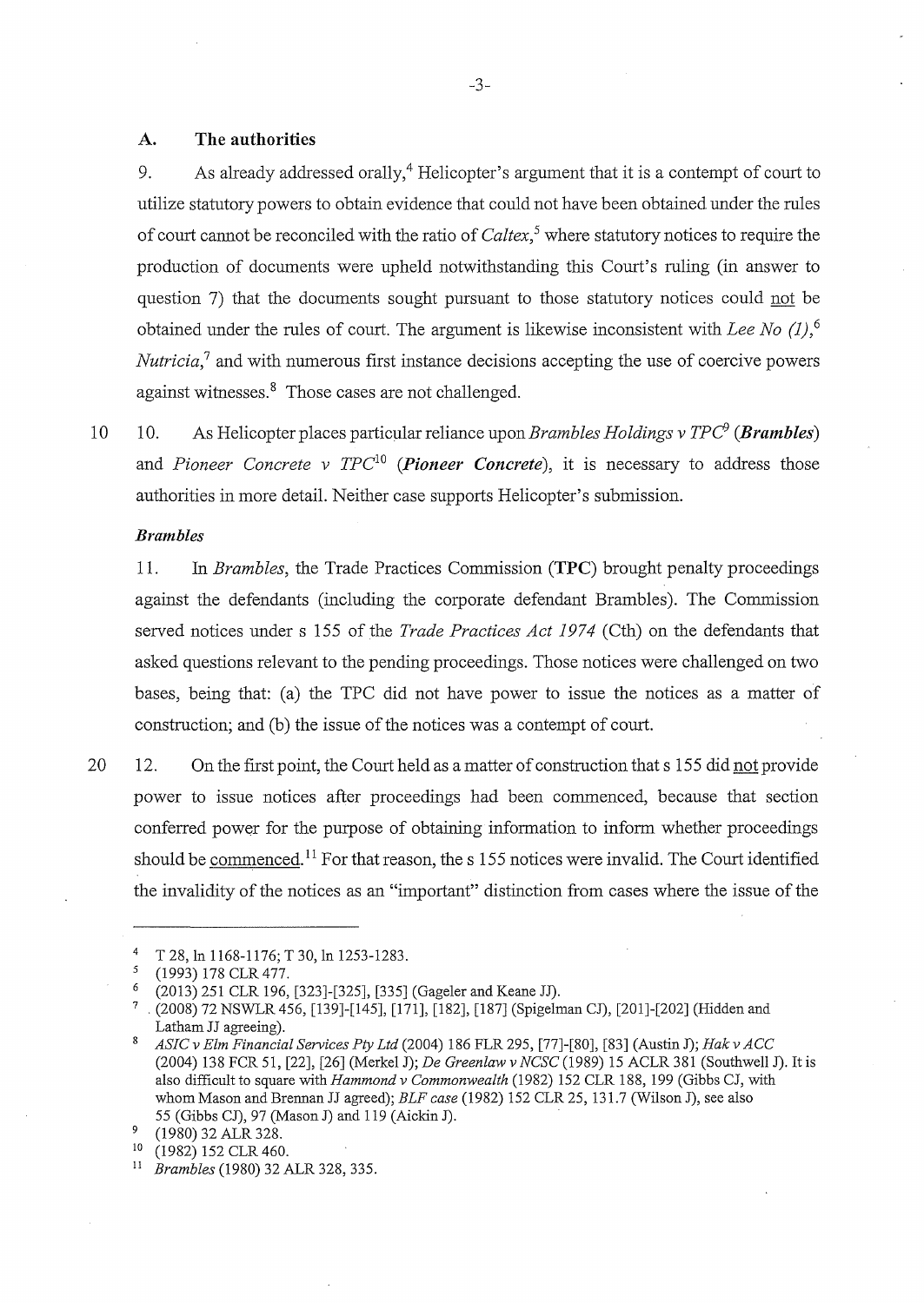## A. The authorities

9. As already addressed orally,[4] Helicopter's argument that it is a contempt of court to utilize statutory powers to obtain evidence that could not have been obtained under the rules of court cannot be reconciled with the ratio of *Caltex*,[5] where statutory notices to require the production of documents were upheld notwithstanding this Court's ruling (in answer to question 7) that the documents sought pursuant to those statutory notices could not be obtained under the rules of court. The argument is likewise inconsistent with *Lee No (1)*,[6] *Nutricia*,[7] and with numerous first instance decisions accepting the use of coercive powers against witnesses.[8] Those cases are not challenged.

10. As Helicopter places particular reliance upon *Brambles Holdings v TPC*[9] (***Brambles***) and *Pioneer Concrete v TPC*[10] (***Pioneer Concrete***), it is necessary to address those authorities in more detail. Neither case supports Helicopter's submission.

### *Brambles*

11. In *Brambles*, the Trade Practices Commission (**TPC**) brought penalty proceedings against the defendants (including the corporate defendant Brambles). The Commission served notices under s 155 of the *Trade Practices Act 1974* (Cth) on the defendants that asked questions relevant to the pending proceedings. Those notices were challenged on two bases, being that: (a) the TPC did not have power to issue the notices as a matter of construction; and (b) the issue of the notices was a contempt of court.

12. On the first point, the Court held as a matter of construction that s 155 did not provide power to issue notices after proceedings had been commenced, because that section conferred power for the purpose of obtaining information to inform whether proceedings should be commenced.[11] For that reason, the s 155 notices were invalid. The Court identified the invalidity of the notices as an "important" distinction from cases where the issue of the

---

[4] T 28, ln 1168-1176; T 30, ln 1253-1283.

[5] (1993) 178 CLR 477.

[6] (2013) 251 CLR 196, [323]-[325], [335] (Gageler and Keane JJ).

[7] (2008) 72 NSWLR 456, [139]-[145], [171], [182], [187] (Spigelman CJ), [201]-[202] (Hidden and Latham JJ agreeing).

[8] *ASIC v Elm Financial Services Pty Ltd* (2004) 186 FLR 295, [77]-[80], [83] (Austin J); *Hak v ACC* (2004) 138 FCR 51, [22], [26] (Merkel J); *De Greenlaw v NCSC* (1989) 15 ACLR 381 (Southwell J). It is also difficult to square with *Hammond v Commonwealth* (1982) 152 CLR 188, 199 (Gibbs CJ, with whom Mason and Brennan JJ agreed); *BLF case* (1982) 152 CLR 25, 131.7 (Wilson J), see also 55 (Gibbs CJ), 97 (Mason J) and 119 (Aickin J).

[9] (1980) 32 ALR 328.

[10] (1982) 152 CLR 460.

[11] *Brambles* (1980) 32 ALR 328, 335.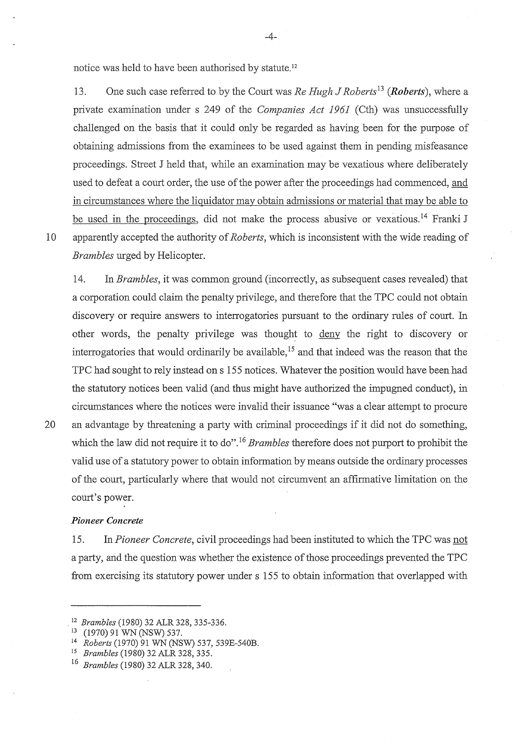notice was held to have been authorised by statute.[12]

13. One such case referred to by the Court was *Re Hugh J Roberts*[13] (***Roberts***), where a private examination under s 249 of the *Companies Act 1961* (Cth) was unsuccessfully challenged on the basis that it could only be regarded as having been for the purpose of obtaining admissions from the examinees to be used against them in pending misfeasance proceedings. Street J held that, while an examination may be vexatious where deliberately used to defeat a court order, the use of the power after the proceedings had commenced, <u>and in circumstances where the liquidator may obtain admissions or material that may be able to be used in the proceedings</u>, did not make the process abusive or vexatious.[14] Franki J apparently accepted the authority of *Roberts*, which is inconsistent with the wide reading of *Brambles* urged by Helicopter.

14. In *Brambles*, it was common ground (incorrectly, as subsequent cases revealed) that a corporation could claim the penalty privilege, and therefore that the TPC could not obtain discovery or require answers to interrogatories pursuant to the ordinary rules of court. In other words, the penalty privilege was thought to <u>deny</u> the right to discovery or interrogatories that would ordinarily be available,[15] and that indeed was the reason that the TPC had sought to rely instead on s 155 notices. Whatever the position would have been had the statutory notices been valid (and thus might have authorized the impugned conduct), in circumstances where the notices were invalid their issuance "was a clear attempt to procure an advantage by threatening a party with criminal proceedings if it did not do something, which the law did not require it to do".[16] *Brambles* therefore does not purport to prohibit the valid use of a statutory power to obtain information by means outside the ordinary processes of the court, particularly where that would not circumvent an affirmative limitation on the court's power.

### *Pioneer Concrete*

15. In *Pioneer Concrete*, civil proceedings had been instituted to which the TPC was <u>not</u> a party, and the question was whether the existence of those proceedings prevented the TPC from exercising its statutory power under s 155 to obtain information that overlapped with

---

[12] *Brambles* (1980) 32 ALR 328, 335-336.

[13] (1970) 91 WN (NSW) 537.

[14] *Roberts* (1970) 91 WN (NSW) 537, 539E-540B.

[15] *Brambles* (1980) 32 ALR 328, 335.

[16] *Brambles* (1980) 32 ALR 328, 340.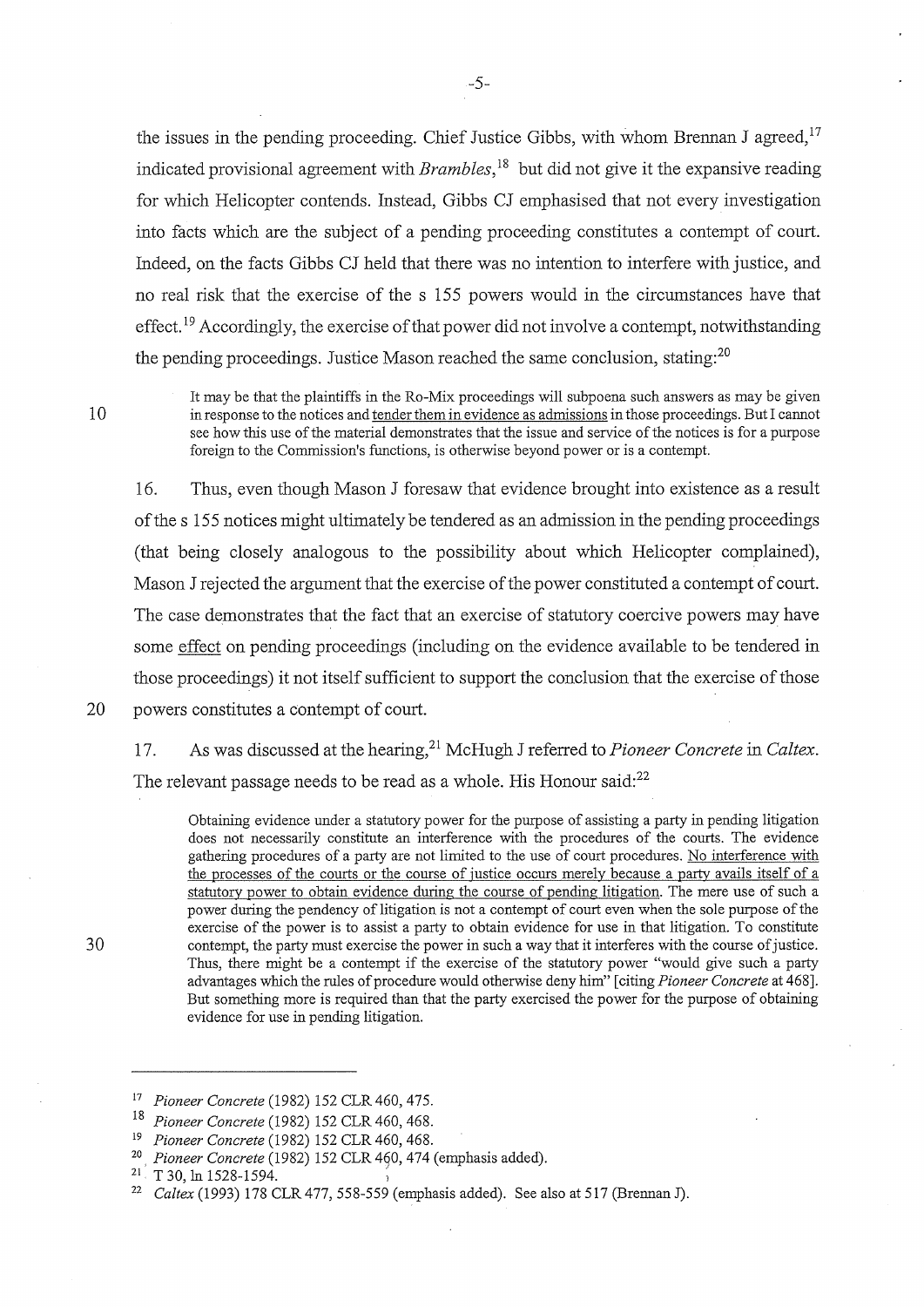the issues in the pending proceeding. Chief Justice Gibbs, with whom Brennan J agreed,[17] indicated provisional agreement with *Brambles*,[18] but did not give it the expansive reading for which Helicopter contends. Instead, Gibbs CJ emphasised that not every investigation into facts which are the subject of a pending proceeding constitutes a contempt of court. Indeed, on the facts Gibbs CJ held that there was no intention to interfere with justice, and no real risk that the exercise of the s 155 powers would in the circumstances have that effect.[19] Accordingly, the exercise of that power did not involve a contempt, notwithstanding the pending proceedings. Justice Mason reached the same conclusion, stating:[20]

> It may be that the plaintiffs in the Ro-Mix proceedings will subpoena such answers as may be given in response to the notices and <u>tender them in evidence as admissions</u> in those proceedings. But I cannot see how this use of the material demonstrates that the issue and service of the notices is for a purpose foreign to the Commission's functions, is otherwise beyond power or is a contempt.

16. Thus, even though Mason J foresaw that evidence brought into existence as a result of the s 155 notices might ultimately be tendered as an admission in the pending proceedings (that being closely analogous to the possibility about which Helicopter complained), Mason J rejected the argument that the exercise of the power constituted a contempt of court. The case demonstrates that the fact that an exercise of statutory coercive powers may have some <u>effect</u> on pending proceedings (including on the evidence available to be tendered in those proceedings) it not itself sufficient to support the conclusion that the exercise of those powers constitutes a contempt of court.

17. As was discussed at the hearing,[21] McHugh J referred to *Pioneer Concrete* in *Caltex*. The relevant passage needs to be read as a whole. His Honour said:[22]

> Obtaining evidence under a statutory power for the purpose of assisting a party in pending litigation does not necessarily constitute an interference with the procedures of the courts. The evidence gathering procedures of a party are not limited to the use of court procedures. <u>No interference with the processes of the courts or the course of justice occurs merely because a party avails itself of a statutory power to obtain evidence during the course of pending litigation</u>. The mere use of such a power during the pendency of litigation is not a contempt of court even when the sole purpose of the exercise of the power is to assist a party to obtain evidence for use in that litigation. To constitute contempt, the party must exercise the power in such a way that it interferes with the course of justice. Thus, there might be a contempt if the exercise of the statutory power "would give such a party advantages which the rules of procedure would otherwise deny him" [citing *Pioneer Concrete* at 468]. But something more is required than that the party exercised the power for the purpose of obtaining evidence for use in pending litigation.

---

[17] *Pioneer Concrete* (1982) 152 CLR 460, 475.

[18] *Pioneer Concrete* (1982) 152 CLR 460, 468.

[19] *Pioneer Concrete* (1982) 152 CLR 460, 468.

[20] *Pioneer Concrete* (1982) 152 CLR 460, 474 (emphasis added).

[21] T 30, ln 1528-1594.

[22] *Caltex* (1993) 178 CLR 477, 558-559 (emphasis added). See also at 517 (Brennan J).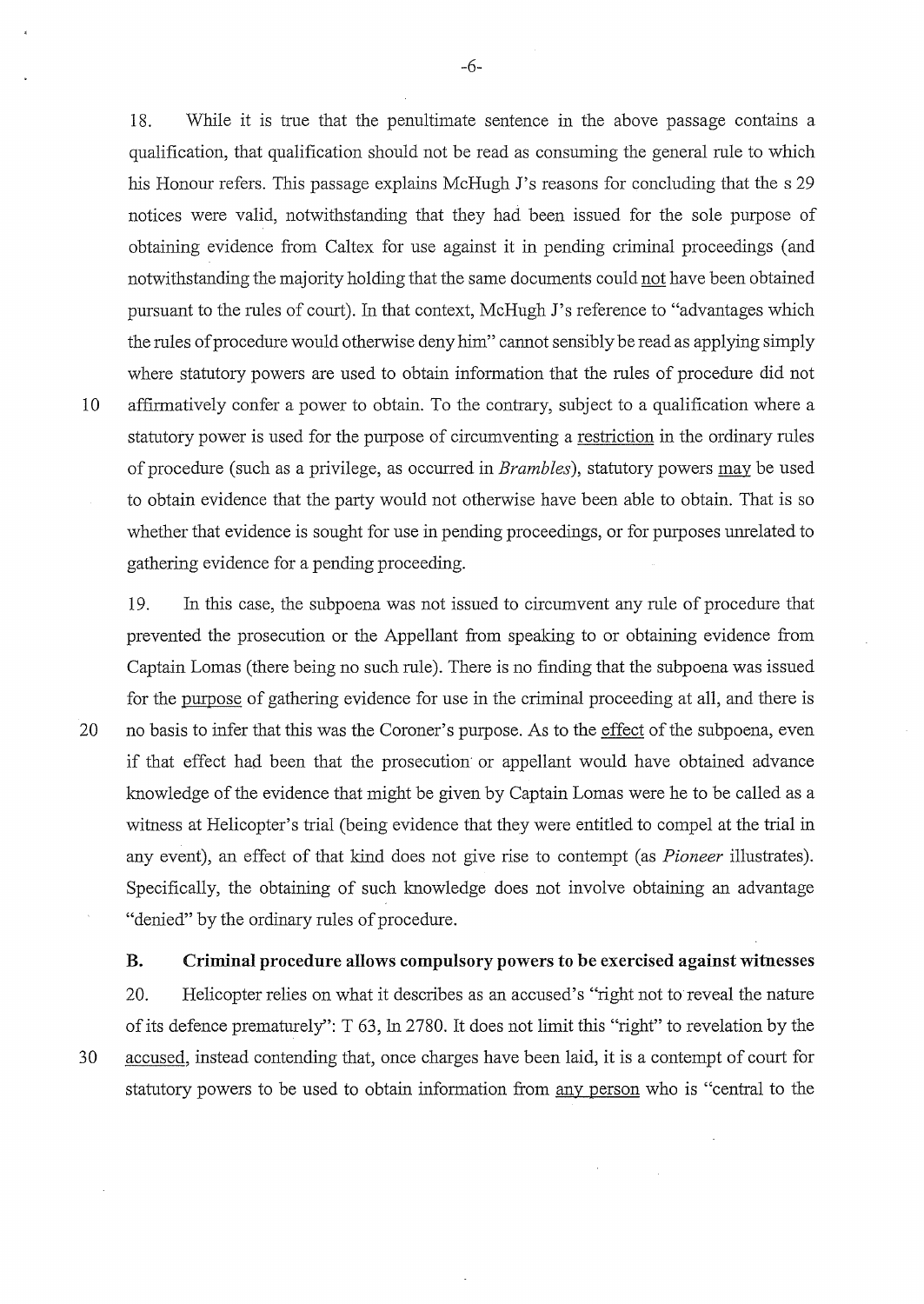18. While it is true that the penultimate sentence in the above passage contains a qualification, that qualification should not be read as consuming the general rule to which his Honour refers. This passage explains McHugh J's reasons for concluding that the s 29 notices were valid, notwithstanding that they had been issued for the sole purpose of obtaining evidence from Caltex for use against it in pending criminal proceedings (and notwithstanding the majority holding that the same documents could <u>not</u> have been obtained pursuant to the rules of court). In that context, McHugh J's reference to "advantages which the rules of procedure would otherwise deny him" cannot sensibly be read as applying simply where statutory powers are used to obtain information that the rules of procedure did not affirmatively confer a power to obtain. To the contrary, subject to a qualification where a statutory power is used for the purpose of circumventing a <u>restriction</u> in the ordinary rules of procedure (such as a privilege, as occurred in *Brambles*), statutory powers <u>may</u> be used to obtain evidence that the party would not otherwise have been able to obtain. That is so whether that evidence is sought for use in pending proceedings, or for purposes unrelated to gathering evidence for a pending proceeding.

19. In this case, the subpoena was not issued to circumvent any rule of procedure that prevented the prosecution or the Appellant from speaking to or obtaining evidence from Captain Lomas (there being no such rule). There is no finding that the subpoena was issued for the <u>purpose</u> of gathering evidence for use in the criminal proceeding at all, and there is no basis to infer that this was the Coroner's purpose. As to the <u>effect</u> of the subpoena, even if that effect had been that the prosecution or appellant would have obtained advance knowledge of the evidence that might be given by Captain Lomas were he to be called as a witness at Helicopter's trial (being evidence that they were entitled to compel at the trial in any event), an effect of that kind does not give rise to contempt (as *Pioneer* illustrates). Specifically, the obtaining of such knowledge does not involve obtaining an advantage "denied" by the ordinary rules of procedure.

### B. Criminal procedure allows compulsory powers to be exercised against witnesses

20. Helicopter relies on what it describes as an accused's "right not to reveal the nature of its defence prematurely": T 63, ln 2780. It does not limit this "right" to revelation by the <u>accused</u>, instead contending that, once charges have been laid, it is a contempt of court for statutory powers to be used to obtain information from <u>any person</u> who is "central to the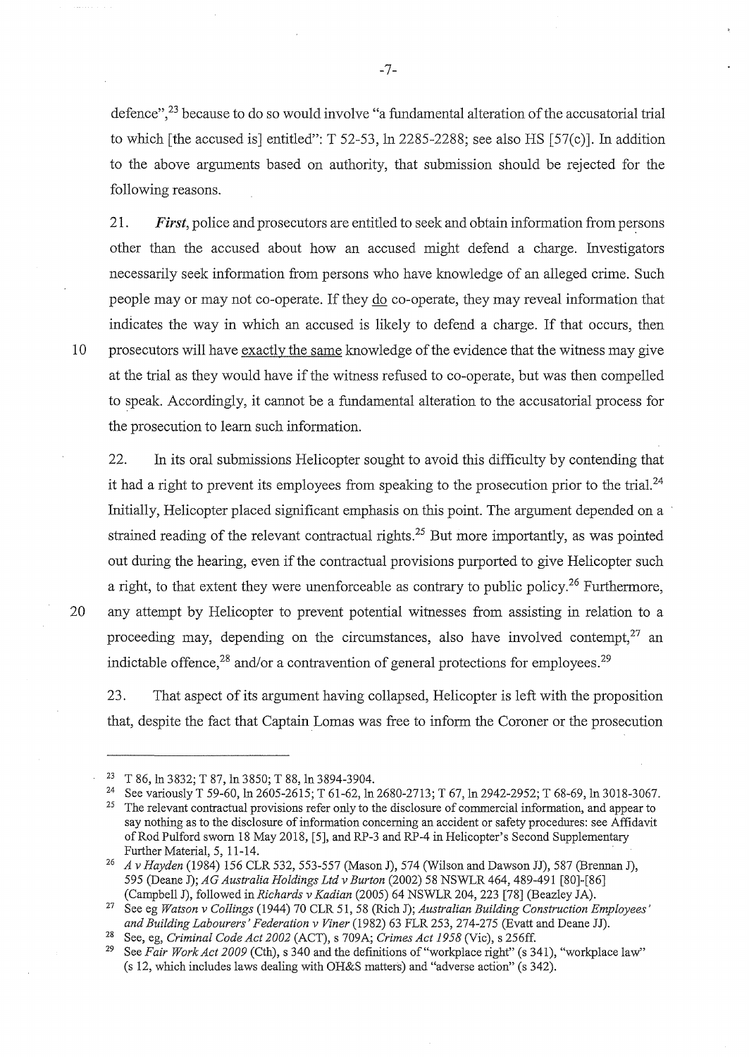defence",[23] because to do so would involve "a fundamental alteration of the accusatorial trial to which [the accused is] entitled": T 52-53, ln 2285-2288; see also HS [57(c)]. In addition to the above arguments based on authority, that submission should be rejected for the following reasons.

21. ***First***, police and prosecutors are entitled to seek and obtain information from persons other than the accused about how an accused might defend a charge. Investigators necessarily seek information from persons who have knowledge of an alleged crime. Such people may or may not co-operate. If they do co-operate, they may reveal information that indicates the way in which an accused is likely to defend a charge. If that occurs, then prosecutors will have exactly the same knowledge of the evidence that the witness may give at the trial as they would have if the witness refused to co-operate, but was then compelled to speak. Accordingly, it cannot be a fundamental alteration to the accusatorial process for the prosecution to learn such information.

22. In its oral submissions Helicopter sought to avoid this difficulty by contending that it had a right to prevent its employees from speaking to the prosecution prior to the trial.[24] Initially, Helicopter placed significant emphasis on this point. The argument depended on a strained reading of the relevant contractual rights.[25] But more importantly, as was pointed out during the hearing, even if the contractual provisions purported to give Helicopter such a right, to that extent they were unenforceable as contrary to public policy.[26] Furthermore, any attempt by Helicopter to prevent potential witnesses from assisting in relation to a proceeding may, depending on the circumstances, also have involved contempt,[27] an indictable offence,[28] and/or a contravention of general protections for employees.[29]

23. That aspect of its argument having collapsed, Helicopter is left with the proposition that, despite the fact that Captain Lomas was free to inform the Coroner or the prosecution

---

[23] T 86, ln 3832; T 87, ln 3850; T 88, ln 3894-3904.

[24] See variously T 59-60, ln 2605-2615; T 61-62, ln 2680-2713; T 67, ln 2942-2952; T 68-69, ln 3018-3067.

[25] The relevant contractual provisions refer only to the disclosure of commercial information, and appear to say nothing as to the disclosure of information concerning an accident or safety procedures: see Affidavit of Rod Pulford sworn 18 May 2018, [5], and RP-3 and RP-4 in Helicopter's Second Supplementary Further Material, 5, 11-14.

[26] *A v Hayden* (1984) 156 CLR 532, 553-557 (Mason J), 574 (Wilson and Dawson JJ), 587 (Brennan J), 595 (Deane J); *AG Australia Holdings Ltd v Burton* (2002) 58 NSWLR 464, 489-491 [80]-[86] (Campbell J), followed in *Richards v Kadian* (2005) 64 NSWLR 204, 223 [78] (Beazley JA).

[27] See eg *Watson v Collings* (1944) 70 CLR 51, 58 (Rich J); *Australian Building Construction Employees' and Building Labourers' Federation v Viner* (1982) 63 FLR 253, 274-275 (Evatt and Deane JJ).

[28] See, eg, *Criminal Code Act 2002* (ACT), s 709A; *Crimes Act 1958* (Vic), s 256ff.

[29] See *Fair Work Act 2009* (Cth), s 340 and the definitions of "workplace right" (s 341), "workplace law" (s 12, which includes laws dealing with OH&S matters) and "adverse action" (s 342).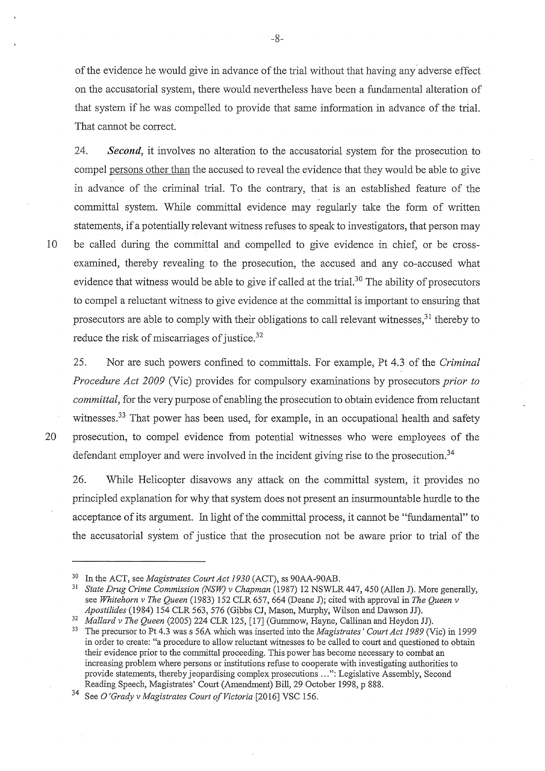of the evidence he would give in advance of the trial without that having any adverse effect on the accusatorial system, there would nevertheless have been a fundamental alteration of that system if he was compelled to provide that same information in advance of the trial. That cannot be correct.

24. ***Second***, it involves no alteration to the accusatorial system for the prosecution to compel persons other than the accused to reveal the evidence that they would be able to give in advance of the criminal trial. To the contrary, that is an established feature of the committal system. While committal evidence may regularly take the form of written statements, if a potentially relevant witness refuses to speak to investigators, that person may be called during the committal and compelled to give evidence in chief, or be cross-examined, thereby revealing to the prosecution, the accused and any co-accused what evidence that witness would be able to give if called at the trial.[30] The ability of prosecutors to compel a reluctant witness to give evidence at the committal is important to ensuring that prosecutors are able to comply with their obligations to call relevant witnesses,[31] thereby to reduce the risk of miscarriages of justice.[32]

25. Nor are such powers confined to committals. For example, Pt 4.3 of the *Criminal Procedure Act 2009* (Vic) provides for compulsory examinations by prosecutors *prior to committal*, for the very purpose of enabling the prosecution to obtain evidence from reluctant witnesses.[33] That power has been used, for example, in an occupational health and safety prosecution, to compel evidence from potential witnesses who were employees of the defendant employer and were involved in the incident giving rise to the prosecution.[34]

26. While Helicopter disavows any attack on the committal system, it provides no principled explanation for why that system does not present an insurmountable hurdle to the acceptance of its argument. In light of the committal process, it cannot be "fundamental" to the accusatorial system of justice that the prosecution not be aware prior to trial of the

---

[30] In the ACT, see *Magistrates Court Act 1930* (ACT), ss 90AA-90AB.

[31] *State Drug Crime Commission (NSW) v Chapman* (1987) 12 NSWLR 447, 450 (Allen J). More generally, see *Whitehorn v The Queen* (1983) 152 CLR 657, 664 (Deane J); cited with approval in *The Queen v Apostilides* (1984) 154 CLR 563, 576 (Gibbs CJ, Mason, Murphy, Wilson and Dawson JJ).

[32] *Mallard v The Queen* (2005) 224 CLR 125, [17] (Gummow, Hayne, Callinan and Heydon JJ).

[33] The precursor to Pt 4.3 was s 56A which was inserted into the *Magistrates' Court Act 1989* (Vic) in 1999 in order to create: "a procedure to allow reluctant witnesses to be called to court and questioned to obtain their evidence prior to the committal proceeding. This power has become necessary to combat an increasing problem where persons or institutions refuse to cooperate with investigating authorities to provide statements, thereby jeopardising complex prosecutions ...": Legislative Assembly, Second Reading Speech, Magistrates' Court (Amendment) Bill, 29 October 1998, p 888.

[34] See *O'Grady v Magistrates Court of Victoria* [2016] VSC 156.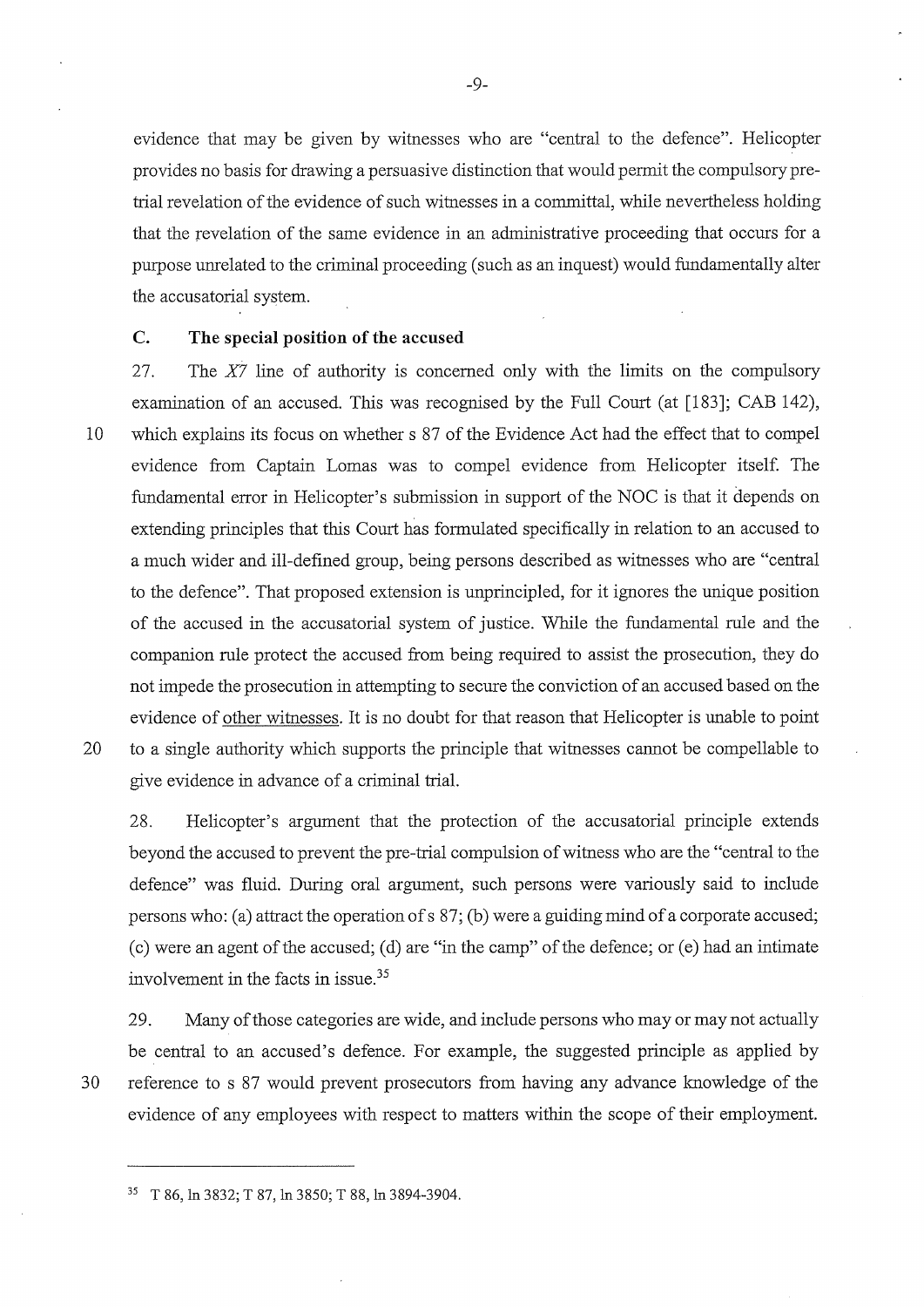evidence that may be given by witnesses who are "central to the defence". Helicopter provides no basis for drawing a persuasive distinction that would permit the compulsory pre-trial revelation of the evidence of such witnesses in a committal, while nevertheless holding that the revelation of the same evidence in an administrative proceeding that occurs for a purpose unrelated to the criminal proceeding (such as an inquest) would fundamentally alter the accusatorial system.

### C. The special position of the accused

27. The *X7* line of authority is concerned only with the limits on the compulsory examination of an accused. This was recognised by the Full Court (at [183]; CAB 142), which explains its focus on whether s 87 of the Evidence Act had the effect that to compel evidence from Captain Lomas was to compel evidence from Helicopter itself. The fundamental error in Helicopter's submission in support of the NOC is that it depends on extending principles that this Court has formulated specifically in relation to an accused to a much wider and ill-defined group, being persons described as witnesses who are "central to the defence". That proposed extension is unprincipled, for it ignores the unique position of the accused in the accusatorial system of justice. While the fundamental rule and the companion rule protect the accused from being required to assist the prosecution, they do not impede the prosecution in attempting to secure the conviction of an accused based on the evidence of <u>other witnesses</u>. It is no doubt for that reason that Helicopter is unable to point to a single authority which supports the principle that witnesses cannot be compellable to give evidence in advance of a criminal trial.

28. Helicopter's argument that the protection of the accusatorial principle extends beyond the accused to prevent the pre-trial compulsion of witness who are the "central to the defence" was fluid. During oral argument, such persons were variously said to include persons who: (a) attract the operation of s 87; (b) were a guiding mind of a corporate accused; (c) were an agent of the accused; (d) are "in the camp" of the defence; or (e) had an intimate involvement in the facts in issue.[35]

29. Many of those categories are wide, and include persons who may or may not actually be central to an accused's defence. For example, the suggested principle as applied by reference to s 87 would prevent prosecutors from having any advance knowledge of the evidence of any employees with respect to matters within the scope of their employment.

---

[35] T 86, ln 3832; T 87, ln 3850; T 88, ln 3894-3904.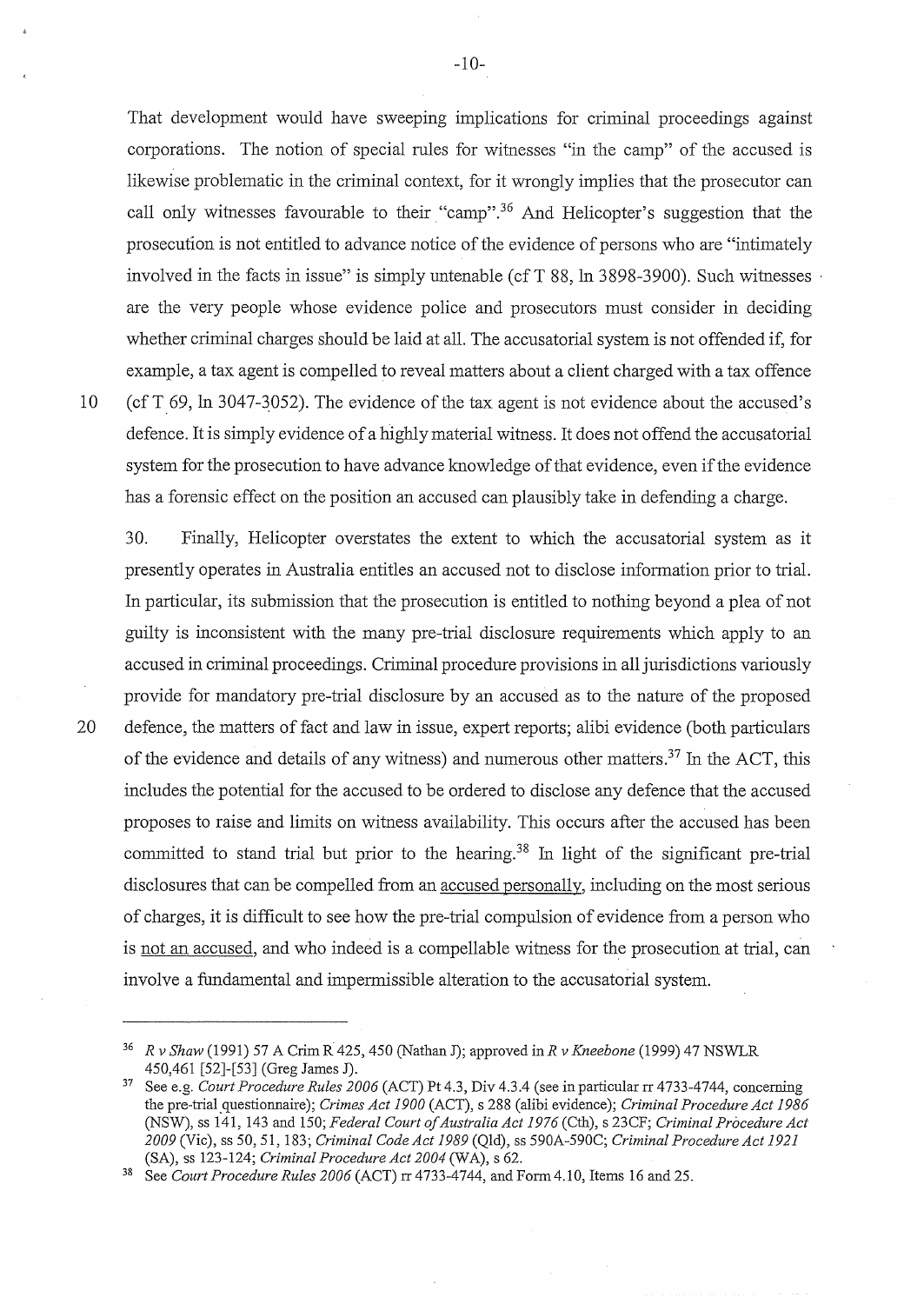That development would have sweeping implications for criminal proceedings against corporations. The notion of special rules for witnesses "in the camp" of the accused is likewise problematic in the criminal context, for it wrongly implies that the prosecutor can call only witnesses favourable to their "camp".[36] And Helicopter's suggestion that the prosecution is not entitled to advance notice of the evidence of persons who are "intimately involved in the facts in issue" is simply untenable (cf T 88, ln 3898-3900). Such witnesses are the very people whose evidence police and prosecutors must consider in deciding whether criminal charges should be laid at all. The accusatorial system is not offended if, for example, a tax agent is compelled to reveal matters about a client charged with a tax offence (cf T 69, ln 3047-3052). The evidence of the tax agent is not evidence about the accused's defence. It is simply evidence of a highly material witness. It does not offend the accusatorial system for the prosecution to have advance knowledge of that evidence, even if the evidence has a forensic effect on the position an accused can plausibly take in defending a charge.

30. Finally, Helicopter overstates the extent to which the accusatorial system as it presently operates in Australia entitles an accused not to disclose information prior to trial. In particular, its submission that the prosecution is entitled to nothing beyond a plea of not guilty is inconsistent with the many pre-trial disclosure requirements which apply to an accused in criminal proceedings. Criminal procedure provisions in all jurisdictions variously provide for mandatory pre-trial disclosure by an accused as to the nature of the proposed defence, the matters of fact and law in issue, expert reports; alibi evidence (both particulars of the evidence and details of any witness) and numerous other matters.[37] In the ACT, this includes the potential for the accused to be ordered to disclose any defence that the accused proposes to raise and limits on witness availability. This occurs after the accused has been committed to stand trial but prior to the hearing.[38] In light of the significant pre-trial disclosures that can be compelled from an <u>accused personally</u>, including on the most serious of charges, it is difficult to see how the pre-trial compulsion of evidence from a person who is <u>not an accused</u>, and who indeed is a compellable witness for the prosecution at trial, can involve a fundamental and impermissible alteration to the accusatorial system.

---

[36] *R v Shaw* (1991) 57 A Crim R 425, 450 (Nathan J); approved in *R v Kneebone* (1999) 47 NSWLR 450,461 [52]-[53] (Greg James J).

[37] See e.g. *Court Procedure Rules 2006* (ACT) Pt 4.3, Div 4.3.4 (see in particular rr 4733-4744, concerning the pre-trial questionnaire); *Crimes Act 1900* (ACT), s 288 (alibi evidence); *Criminal Procedure Act 1986* (NSW), ss 141, 143 and 150; *Federal Court of Australia Act 1976* (Cth), s 23CF; *Criminal Procedure Act 2009* (Vic), ss 50, 51, 183; *Criminal Code Act 1989* (Qld), ss 590A-590C; *Criminal Procedure Act 1921* (SA), ss 123-124; *Criminal Procedure Act 2004* (WA), s 62.

[38] See *Court Procedure Rules 2006* (ACT) rr 4733-4744, and Form 4.10, Items 16 and 25.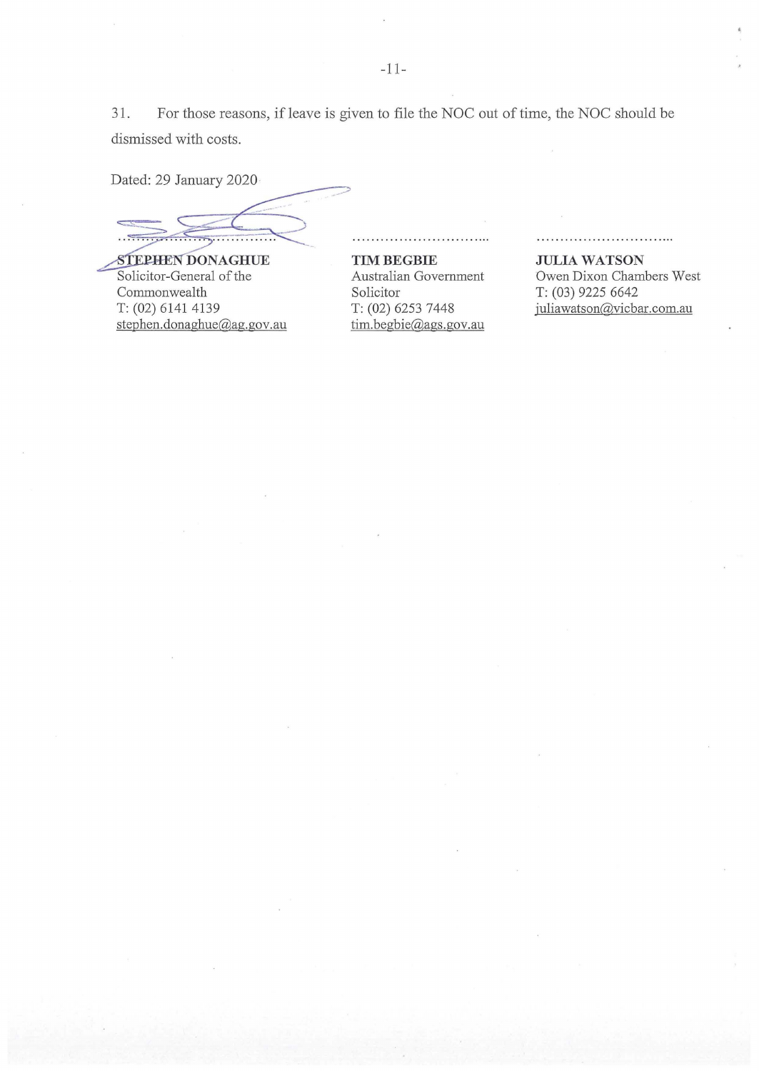31. For those reasons, if leave is given to file the NOC out of time, the NOC should be dismissed with costs.

Dated: 29 January 2020

| | | |
|---|---|---|
| ................................ | ................................ | ................................ |
| **STEPHEN DONAGHUE** | **TIM BEGBIE** | **JULIA WATSON** |
| Solicitor-General of the Commonwealth | Australian Government Solicitor | Owen Dixon Chambers West |
| T: (02) 6141 4139 | T: (02) 6253 7448 | T: (03) 9225 6642 |
| stephen.donaghue@ag.gov.au | tim.begbie@ags.gov.au | juliawatson@vicbar.com.au |